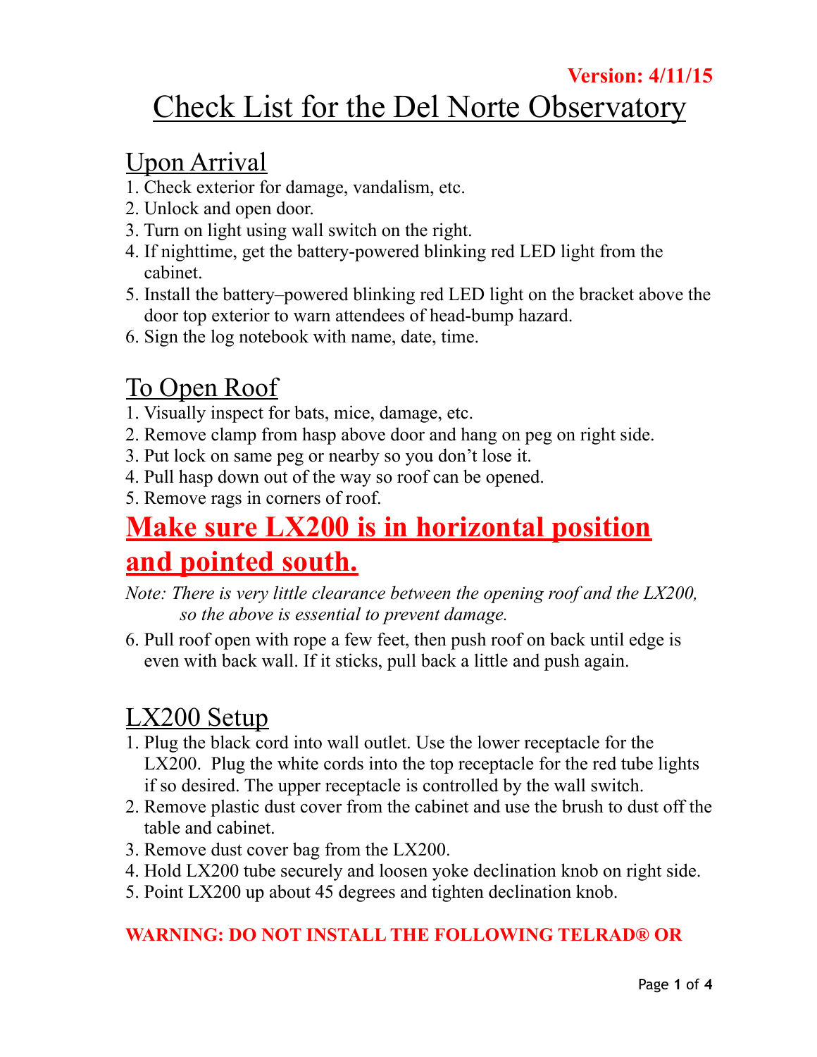**Version: 4/11/15**

# Check List for the Del Norte Observatory

## Upon Arrival

1. Check exterior for damage, vandalism, etc.
2. Unlock and open door.
3. Turn on light using wall switch on the right.
4. If nighttime, get the battery-powered blinking red LED light from the cabinet.
5. Install the battery–powered blinking red LED light on the bracket above the door top exterior to warn attendees of head-bump hazard.
6. Sign the log notebook with name, date, time.

## To Open Roof

1. Visually inspect for bats, mice, damage, etc.
2. Remove clamp from hasp above door and hang on peg on right side.
3. Put lock on same peg or nearby so you don't lose it.
4. Pull hasp down out of the way so roof can be opened.
5. Remove rags in corners of roof.

**Make sure LX200 is in horizontal position and pointed south.**

*Note: There is very little clearance between the opening roof and the LX200, so the above is essential to prevent damage.*

6. Pull roof open with rope a few feet, then push roof on back until edge is even with back wall. If it sticks, pull back a little and push again.

## LX200 Setup

1. Plug the black cord into wall outlet. Use the lower receptacle for the LX200. Plug the white cords into the top receptacle for the red tube lights if so desired. The upper receptacle is controlled by the wall switch.
2. Remove plastic dust cover from the cabinet and use the brush to dust off the table and cabinet.
3. Remove dust cover bag from the LX200.
4. Hold LX200 tube securely and loosen yoke declination knob on right side.
5. Point LX200 up about 45 degrees and tighten declination knob.

**WARNING: DO NOT INSTALL THE FOLLOWING TELRAD® OR**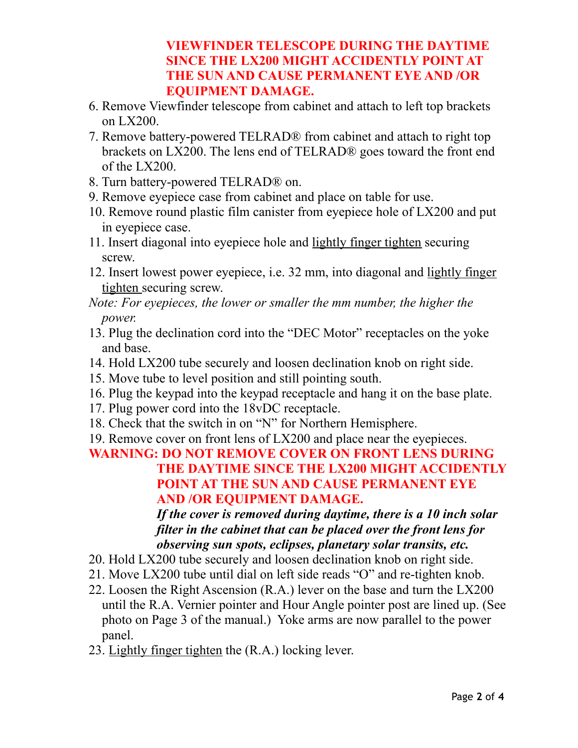**VIEWFINDER TELESCOPE DURING THE DAYTIME SINCE THE LX200 MIGHT ACCIDENTLY POINT AT THE SUN AND CAUSE PERMANENT EYE AND /OR EQUIPMENT DAMAGE.**

6. Remove Viewfinder telescope from cabinet and attach to left top brackets on LX200.
7. Remove battery-powered TELRAD® from cabinet and attach to right top brackets on LX200. The lens end of TELRAD® goes toward the front end of the LX200.
8. Turn battery-powered TELRAD® on.
9. Remove eyepiece case from cabinet and place on table for use.
10. Remove round plastic film canister from eyepiece hole of LX200 and put in eyepiece case.
11. Insert diagonal into eyepiece hole and <u>lightly finger tighten</u> securing screw.
12. Insert lowest power eyepiece, i.e. 32 mm, into diagonal and <u>lightly finger tighten</u> securing screw.

*Note: For eyepieces, the lower or smaller the mm number, the higher the power.*

13. Plug the declination cord into the "DEC Motor" receptacles on the yoke and base.
14. Hold LX200 tube securely and loosen declination knob on right side.
15. Move tube to level position and still pointing south.
16. Plug the keypad into the keypad receptacle and hang it on the base plate.
17. Plug power cord into the 18vDC receptacle.
18. Check that the switch in on "N" for Northern Hemisphere.
19. Remove cover on front lens of LX200 and place near the eyepieces.

**WARNING: DO NOT REMOVE COVER ON FRONT LENS DURING THE DAYTIME SINCE THE LX200 MIGHT ACCIDENTLY POINT AT THE SUN AND CAUSE PERMANENT EYE AND /OR EQUIPMENT DAMAGE.**

***If the cover is removed during daytime, there is a 10 inch solar filter in the cabinet that can be placed over the front lens for observing sun spots, eclipses, planetary solar transits, etc.***

20. Hold LX200 tube securely and loosen declination knob on right side.
21. Move LX200 tube until dial on left side reads "O" and re-tighten knob.
22. Loosen the Right Ascension (R.A.) lever on the base and turn the LX200 until the R.A. Vernier pointer and Hour Angle pointer post are lined up. (See photo on Page 3 of the manual.) Yoke arms are now parallel to the power panel.
23. <u>Lightly finger tighten</u> the (R.A.) locking lever.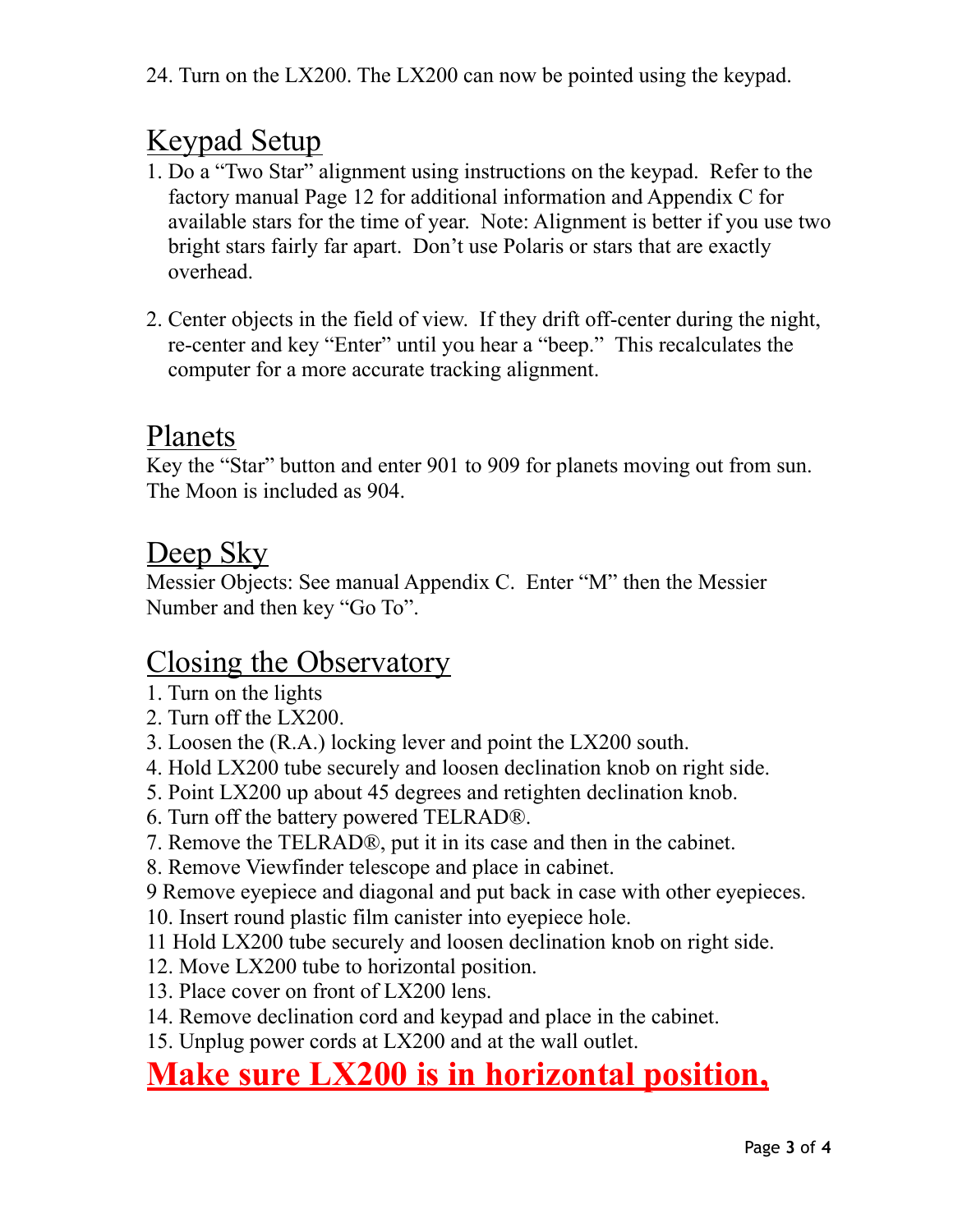24. Turn on the LX200. The LX200 can now be pointed using the keypad.

## Keypad Setup

1. Do a "Two Star" alignment using instructions on the keypad. Refer to the factory manual Page 12 for additional information and Appendix C for available stars for the time of year. Note: Alignment is better if you use two bright stars fairly far apart. Don't use Polaris or stars that are exactly overhead.

2. Center objects in the field of view. If they drift off-center during the night, re-center and key "Enter" until you hear a "beep." This recalculates the computer for a more accurate tracking alignment.

## Planets

Key the "Star" button and enter 901 to 909 for planets moving out from sun. The Moon is included as 904.

## Deep Sky

Messier Objects: See manual Appendix C. Enter "M" then the Messier Number and then key "Go To".

## Closing the Observatory

1. Turn on the lights
2. Turn off the LX200.
3. Loosen the (R.A.) locking lever and point the LX200 south.
4. Hold LX200 tube securely and loosen declination knob on right side.
5. Point LX200 up about 45 degrees and retighten declination knob.
6. Turn off the battery powered TELRAD®.
7. Remove the TELRAD®, put it in its case and then in the cabinet.
8. Remove Viewfinder telescope and place in cabinet.
9 Remove eyepiece and diagonal and put back in case with other eyepieces.
10. Insert round plastic film canister into eyepiece hole.
11 Hold LX200 tube securely and loosen declination knob on right side.
12. Move LX200 tube to horizontal position.
13. Place cover on front of LX200 lens.
14. Remove declination cord and keypad and place in the cabinet.
15. Unplug power cords at LX200 and at the wall outlet.

**Make sure LX200 is in horizontal position,**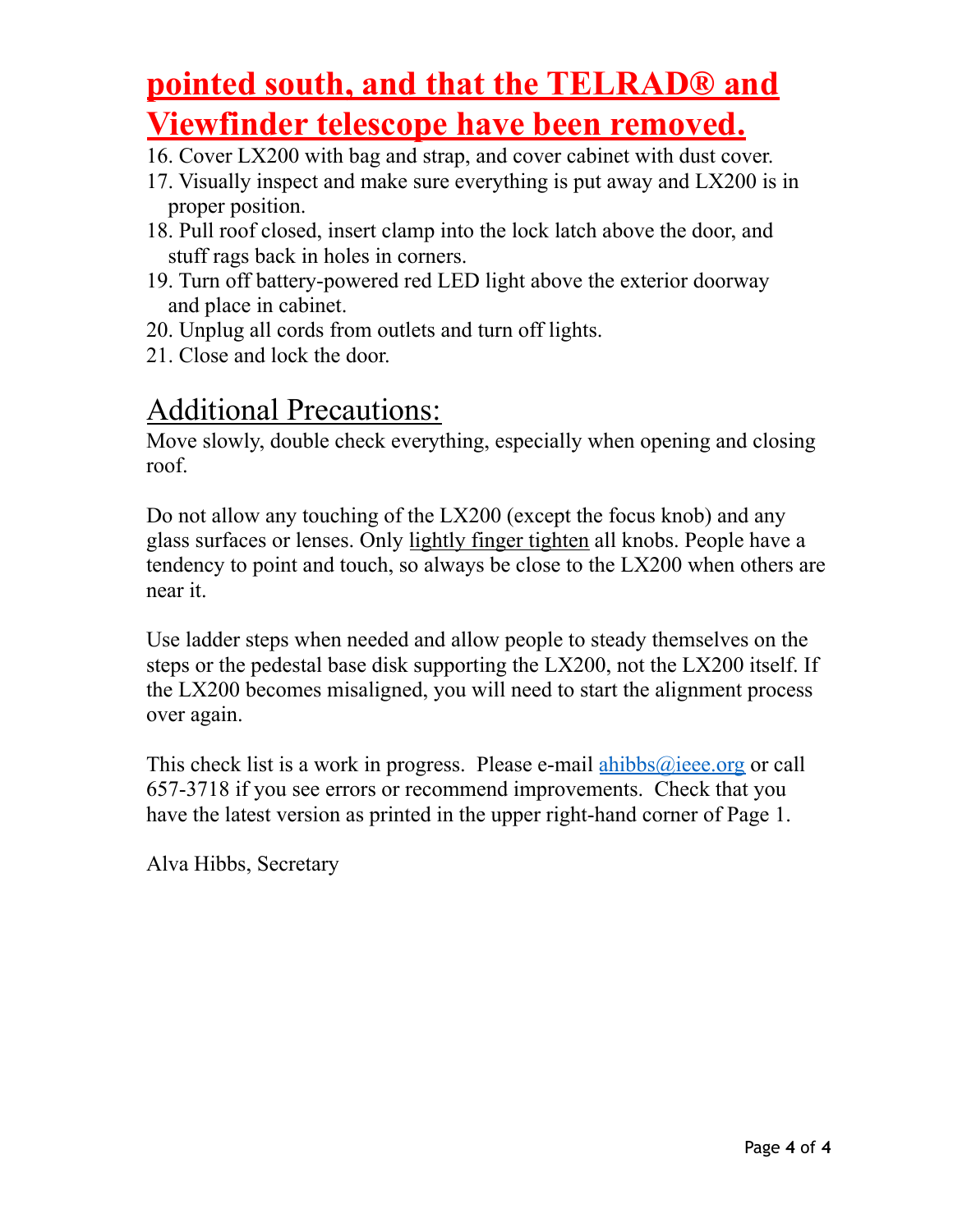**pointed south, and that the TELRAD® and Viewfinder telescope have been removed.**

16. Cover LX200 with bag and strap, and cover cabinet with dust cover.
17. Visually inspect and make sure everything is put away and LX200 is in proper position.
18. Pull roof closed, insert clamp into the lock latch above the door, and stuff rags back in holes in corners.
19. Turn off battery-powered red LED light above the exterior doorway and place in cabinet.
20. Unplug all cords from outlets and turn off lights.
21. Close and lock the door.

## Additional Precautions:

Move slowly, double check everything, especially when opening and closing roof.

Do not allow any touching of the LX200 (except the focus knob) and any glass surfaces or lenses. Only lightly finger tighten all knobs. People have a tendency to point and touch, so always be close to the LX200 when others are near it.

Use ladder steps when needed and allow people to steady themselves on the steps or the pedestal base disk supporting the LX200, not the LX200 itself. If the LX200 becomes misaligned, you will need to start the alignment process over again.

This check list is a work in progress. Please e-mail ahibbs@ieee.org or call 657-3718 if you see errors or recommend improvements. Check that you have the latest version as printed in the upper right-hand corner of Page 1.

Alva Hibbs, Secretary